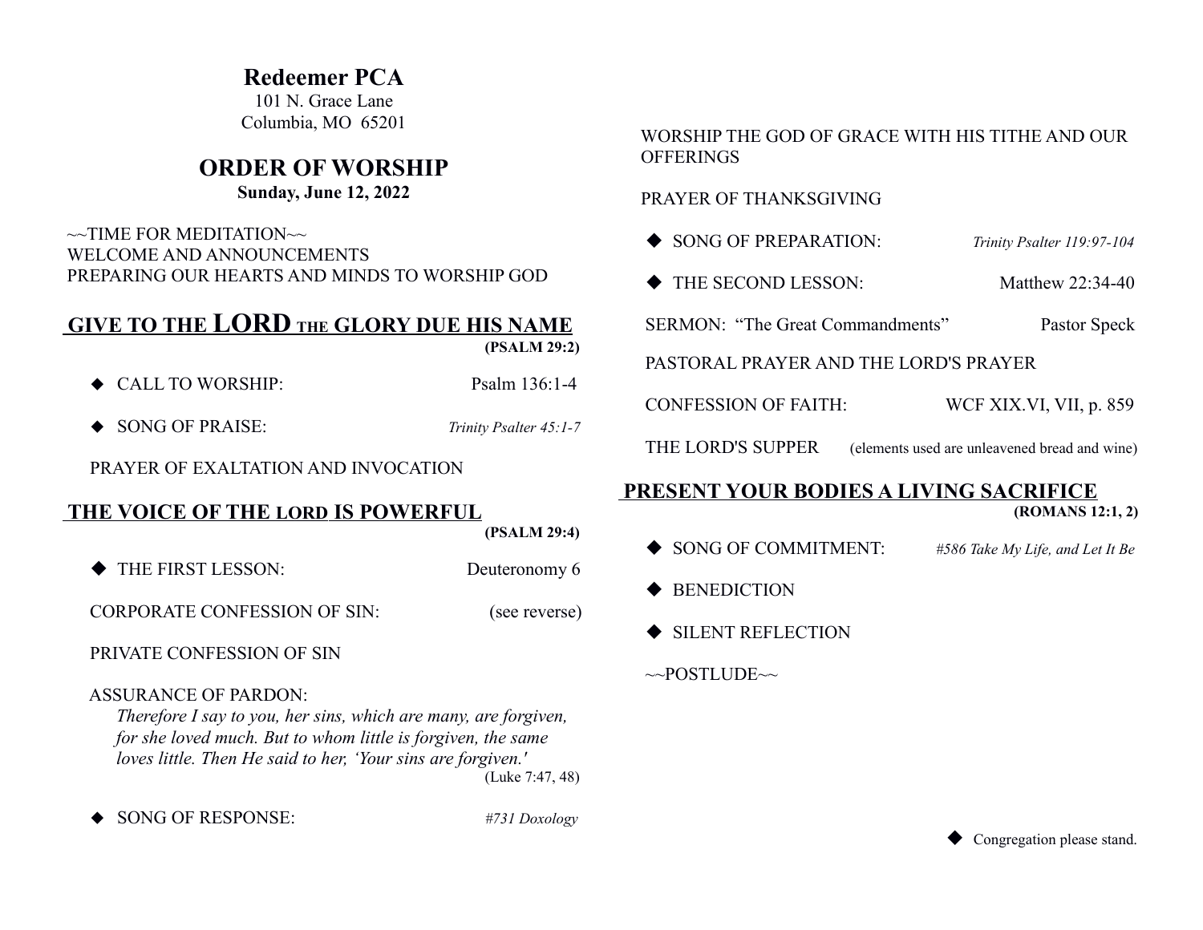# Redeemer PCA

101 N. Grace Lane
Columbia, MO 65201

## ORDER OF WORSHIP

**Sunday, June 12, 2022**

~~TIME FOR MEDITATION~~
WELCOME AND ANNOUNCEMENTS
PREPARING OUR HEARTS AND MINDS TO WORSHIP GOD

## GIVE TO THE LORD THE GLORY DUE HIS NAME

**(PSALM 29:2)**

◆ CALL TO WORSHIP: Psalm 136:1-4

◆ SONG OF PRAISE: *Trinity Psalter 45:1-7*

PRAYER OF EXALTATION AND INVOCATION

## THE VOICE OF THE LORD IS POWERFUL

**(PSALM 29:4)**

◆ THE FIRST LESSON: Deuteronomy 6

CORPORATE CONFESSION OF SIN: (see reverse)

PRIVATE CONFESSION OF SIN

ASSURANCE OF PARDON:
*Therefore I say to you, her sins, which are many, are forgiven, for she loved much. But to whom little is forgiven, the same loves little. Then He said to her, 'Your sins are forgiven.'*
(Luke 7:47, 48)

◆ SONG OF RESPONSE: *#731 Doxology*

WORSHIP THE GOD OF GRACE WITH HIS TITHE AND OUR OFFERINGS

PRAYER OF THANKSGIVING

◆ SONG OF PREPARATION: *Trinity Psalter 119:97-104*

◆ THE SECOND LESSON: Matthew 22:34-40

SERMON: "The Great Commandments" Pastor Speck

PASTORAL PRAYER AND THE LORD'S PRAYER

CONFESSION OF FAITH: WCF XIX.VI, VII, p. 859

THE LORD'S SUPPER (elements used are unleavened bread and wine)

## PRESENT YOUR BODIES A LIVING SACRIFICE

**(ROMANS 12:1, 2)**

◆ SONG OF COMMITMENT: *#586 Take My Life, and Let It Be*

◆ BENEDICTION

◆ SILENT REFLECTION

~~POSTLUDE~~

◆ Congregation please stand.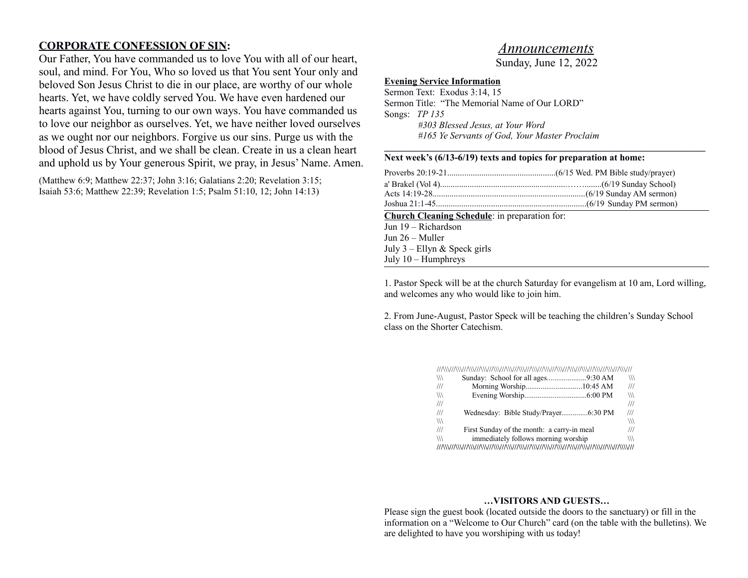**CORPORATE CONFESSION OF SIN:**

Our Father, You have commanded us to love You with all of our heart, soul, and mind. For You, Who so loved us that You sent Your only and beloved Son Jesus Christ to die in our place, are worthy of our whole hearts. Yet, we have coldly served You. We have even hardened our hearts against You, turning to our own ways. You have commanded us to love our neighbor as ourselves. Yet, we have neither loved ourselves as we ought nor our neighbors. Forgive us our sins. Purge us with the blood of Jesus Christ, and we shall be clean. Create in us a clean heart and uphold us by Your generous Spirit, we pray, in Jesus' Name. Amen.

(Matthew 6:9; Matthew 22:37; John 3:16; Galatians 2:20; Revelation 3:15; Isaiah 53:6; Matthew 22:39; Revelation 1:5; Psalm 51:10, 12; John 14:13)

# *Announcements*

Sunday, June 12, 2022

**Evening Service Information**

Sermon Text: Exodus 3:14, 15
Sermon Title: "The Memorial Name of Our LORD"
Songs: *TP 135*
*#303 Blessed Jesus, at Your Word*
*#165 Ye Servants of God, Your Master Proclaim*

---

**Next week's (6/13-6/19) texts and topics for preparation at home:**

Proverbs 20:19-21....................................................(6/15 Wed. PM Bible study/prayer)
a' Brakel (Vol 4)...........................................................(6/19 Sunday School)
Acts 14:19-28........................................................................(6/19 Sunday AM sermon)
Joshua 21:1-45.......................................................................(6/19 Sunday PM sermon)

---

**Church Cleaning Schedule**: in preparation for:
Jun 19 – Richardson
Jun 26 – Muller
July 3 – Ellyn & Speck girls
July 10 – Humphreys

---

1. Pastor Speck will be at the church Saturday for evangelism at 10 am, Lord willing, and welcomes any who would like to join him.

2. From June-August, Pastor Speck will be teaching the children's Sunday School class on the Shorter Catechism.

Sunday: School for all ages.....................9:30 AM
Morning Worship..............................10:45 AM
Evening Worship.................................6:00 PM

Wednesday: Bible Study/Prayer..............6:30 PM

First Sunday of the month: a carry-in meal immediately follows morning worship

**…VISITORS AND GUESTS…**

Please sign the guest book (located outside the doors to the sanctuary) or fill in the information on a "Welcome to Our Church" card (on the table with the bulletins). We are delighted to have you worshiping with us today!